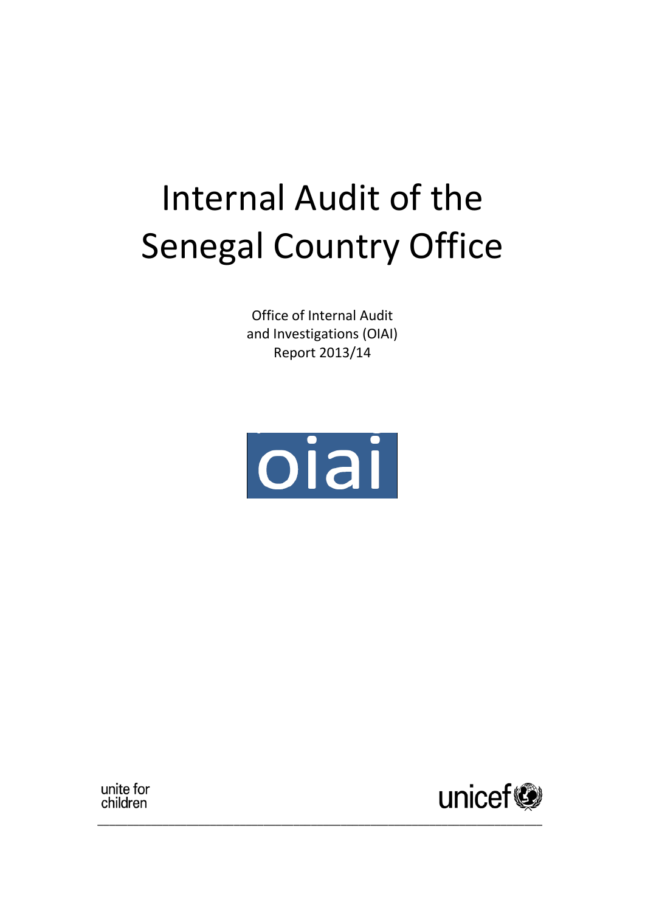# Internal Audit of the Senegal Country Office

Office of Internal Audit and Investigations (OIAI)
Report 2013/14

oiai

unite for children

unicef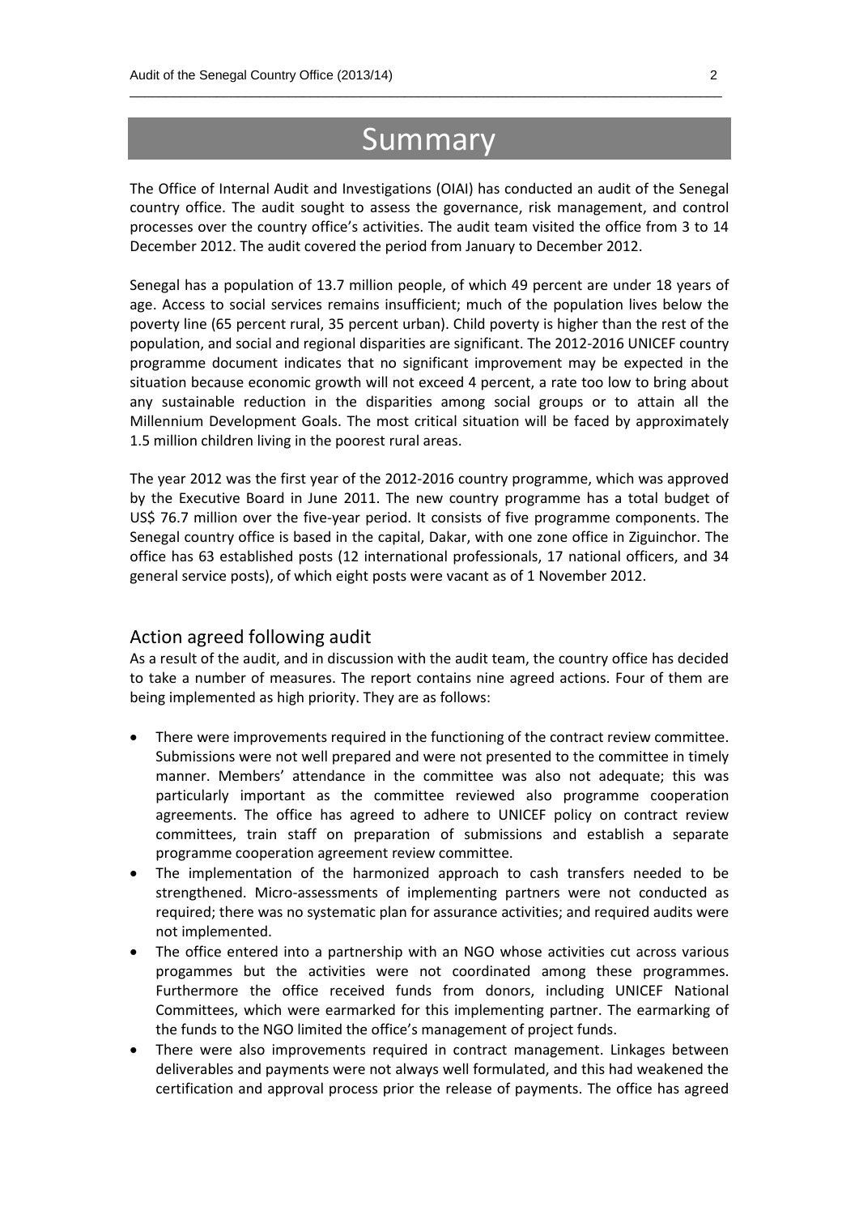# Summary

The Office of Internal Audit and Investigations (OIAI) has conducted an audit of the Senegal country office. The audit sought to assess the governance, risk management, and control processes over the country office's activities. The audit team visited the office from 3 to 14 December 2012. The audit covered the period from January to December 2012.

Senegal has a population of 13.7 million people, of which 49 percent are under 18 years of age. Access to social services remains insufficient; much of the population lives below the poverty line (65 percent rural, 35 percent urban). Child poverty is higher than the rest of the population, and social and regional disparities are significant. The 2012-2016 UNICEF country programme document indicates that no significant improvement may be expected in the situation because economic growth will not exceed 4 percent, a rate too low to bring about any sustainable reduction in the disparities among social groups or to attain all the Millennium Development Goals. The most critical situation will be faced by approximately 1.5 million children living in the poorest rural areas.

The year 2012 was the first year of the 2012-2016 country programme, which was approved by the Executive Board in June 2011. The new country programme has a total budget of US$ 76.7 million over the five-year period. It consists of five programme components. The Senegal country office is based in the capital, Dakar, with one zone office in Ziguinchor. The office has 63 established posts (12 international professionals, 17 national officers, and 34 general service posts), of which eight posts were vacant as of 1 November 2012.

## Action agreed following audit

As a result of the audit, and in discussion with the audit team, the country office has decided to take a number of measures. The report contains nine agreed actions. Four of them are being implemented as high priority. They are as follows:

- There were improvements required in the functioning of the contract review committee. Submissions were not well prepared and were not presented to the committee in timely manner. Members' attendance in the committee was also not adequate; this was particularly important as the committee reviewed also programme cooperation agreements. The office has agreed to adhere to UNICEF policy on contract review committees, train staff on preparation of submissions and establish a separate programme cooperation agreement review committee.
- The implementation of the harmonized approach to cash transfers needed to be strengthened. Micro-assessments of implementing partners were not conducted as required; there was no systematic plan for assurance activities; and required audits were not implemented.
- The office entered into a partnership with an NGO whose activities cut across various progammes but the activities were not coordinated among these programmes. Furthermore the office received funds from donors, including UNICEF National Committees, which were earmarked for this implementing partner. The earmarking of the funds to the NGO limited the office's management of project funds.
- There were also improvements required in contract management. Linkages between deliverables and payments were not always well formulated, and this had weakened the certification and approval process prior the release of payments. The office has agreed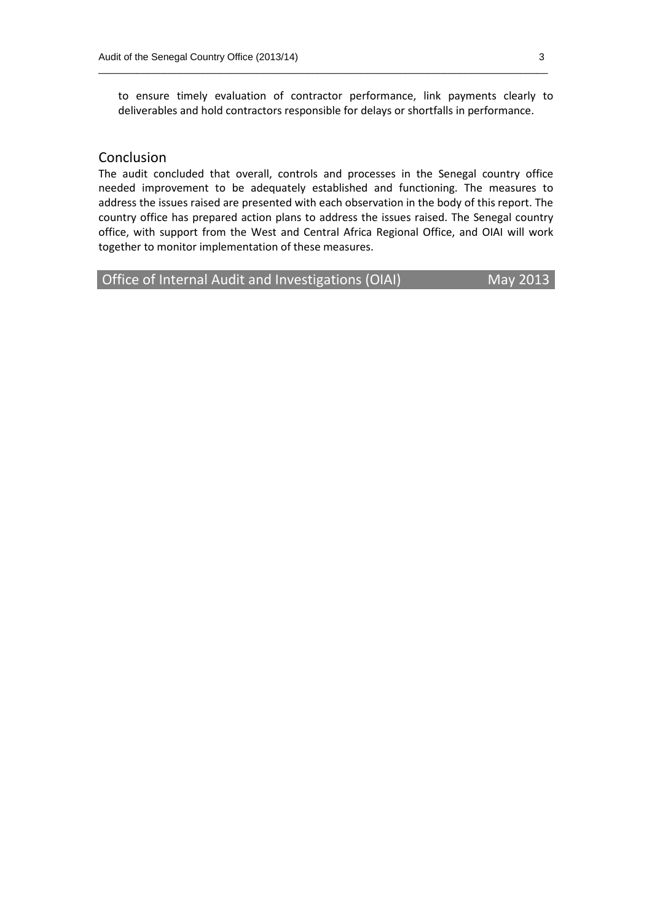to ensure timely evaluation of contractor performance, link payments clearly to deliverables and hold contractors responsible for delays or shortfalls in performance.

## Conclusion

The audit concluded that overall, controls and processes in the Senegal country office needed improvement to be adequately established and functioning. The measures to address the issues raised are presented with each observation in the body of this report. The country office has prepared action plans to address the issues raised. The Senegal country office, with support from the West and Central Africa Regional Office, and OIAI will work together to monitor implementation of these measures.

**Office of Internal Audit and Investigations (OIAI)** **May 2013**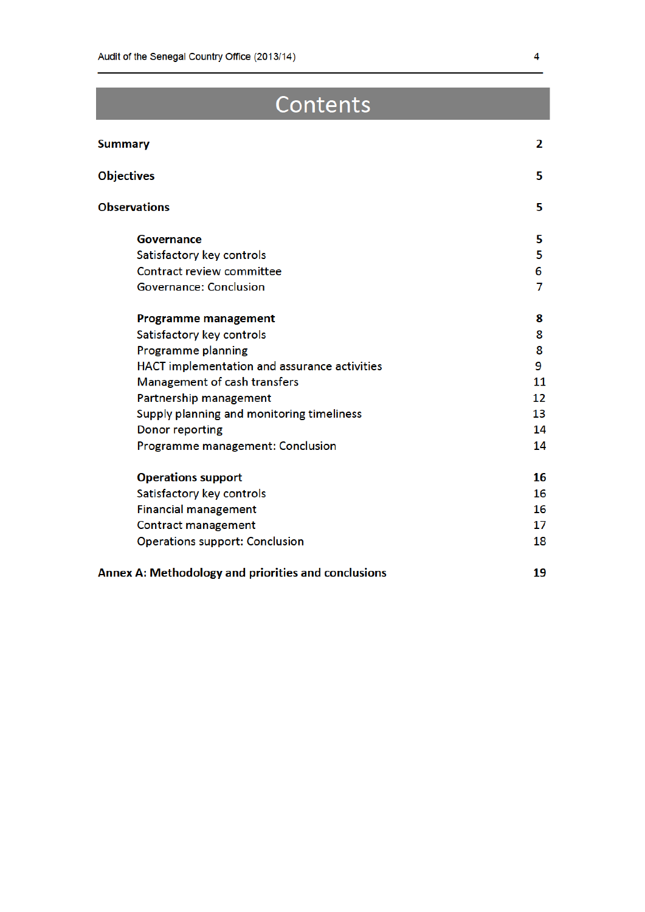# Contents

| | |
|---|---|
| **Summary** | **2** |
| **Objectives** | **5** |
| **Observations** | **5** |
| **Governance** | **5** |
| Satisfactory key controls | 5 |
| Contract review committee | 6 |
| Governance: Conclusion | 7 |
| **Programme management** | **8** |
| Satisfactory key controls | 8 |
| Programme planning | 8 |
| HACT implementation and assurance activities | 9 |
| Management of cash transfers | 11 |
| Partnership management | 12 |
| Supply planning and monitoring timeliness | 13 |
| Donor reporting | 14 |
| Programme management: Conclusion | 14 |
| **Operations support** | **16** |
| Satisfactory key controls | 16 |
| Financial management | 16 |
| Contract management | 17 |
| Operations support: Conclusion | 18 |
| **Annex A: Methodology and priorities and conclusions** | **19** |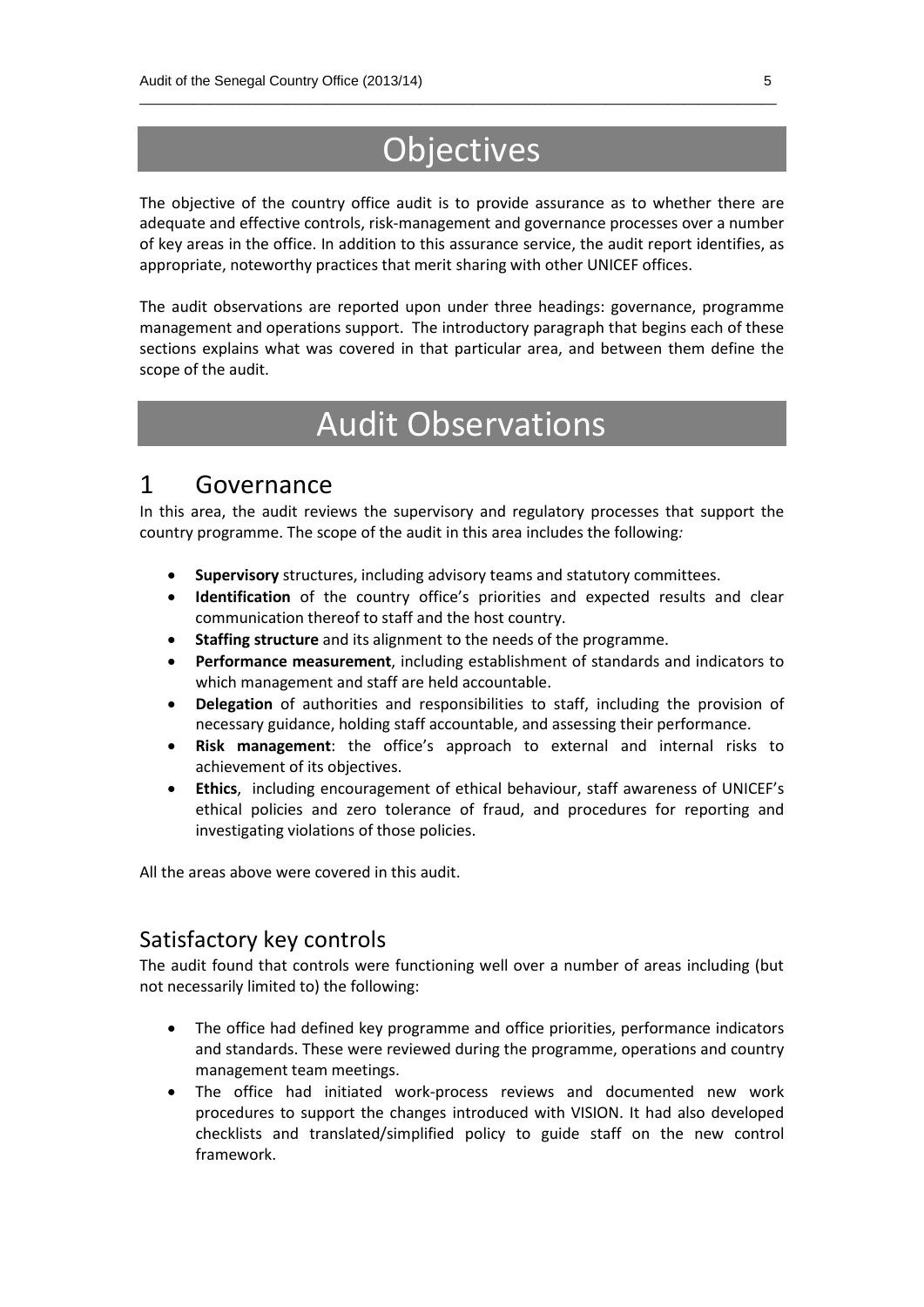# Objectives

The objective of the country office audit is to provide assurance as to whether there are adequate and effective controls, risk-management and governance processes over a number of key areas in the office. In addition to this assurance service, the audit report identifies, as appropriate, noteworthy practices that merit sharing with other UNICEF offices.

The audit observations are reported upon under three headings: governance, programme management and operations support. The introductory paragraph that begins each of these sections explains what was covered in that particular area, and between them define the scope of the audit.

# Audit Observations

## 1 Governance

In this area, the audit reviews the supervisory and regulatory processes that support the country programme. The scope of the audit in this area includes the following*:*

- **Supervisory** structures, including advisory teams and statutory committees.
- **Identification** of the country office's priorities and expected results and clear communication thereof to staff and the host country.
- **Staffing structure** and its alignment to the needs of the programme.
- **Performance measurement**, including establishment of standards and indicators to which management and staff are held accountable.
- **Delegation** of authorities and responsibilities to staff, including the provision of necessary guidance, holding staff accountable, and assessing their performance.
- **Risk management**: the office's approach to external and internal risks to achievement of its objectives.
- **Ethics**, including encouragement of ethical behaviour, staff awareness of UNICEF's ethical policies and zero tolerance of fraud, and procedures for reporting and investigating violations of those policies.

All the areas above were covered in this audit.

### Satisfactory key controls

The audit found that controls were functioning well over a number of areas including (but not necessarily limited to) the following:

- The office had defined key programme and office priorities, performance indicators and standards. These were reviewed during the programme, operations and country management team meetings.
- The office had initiated work-process reviews and documented new work procedures to support the changes introduced with VISION. It had also developed checklists and translated/simplified policy to guide staff on the new control framework.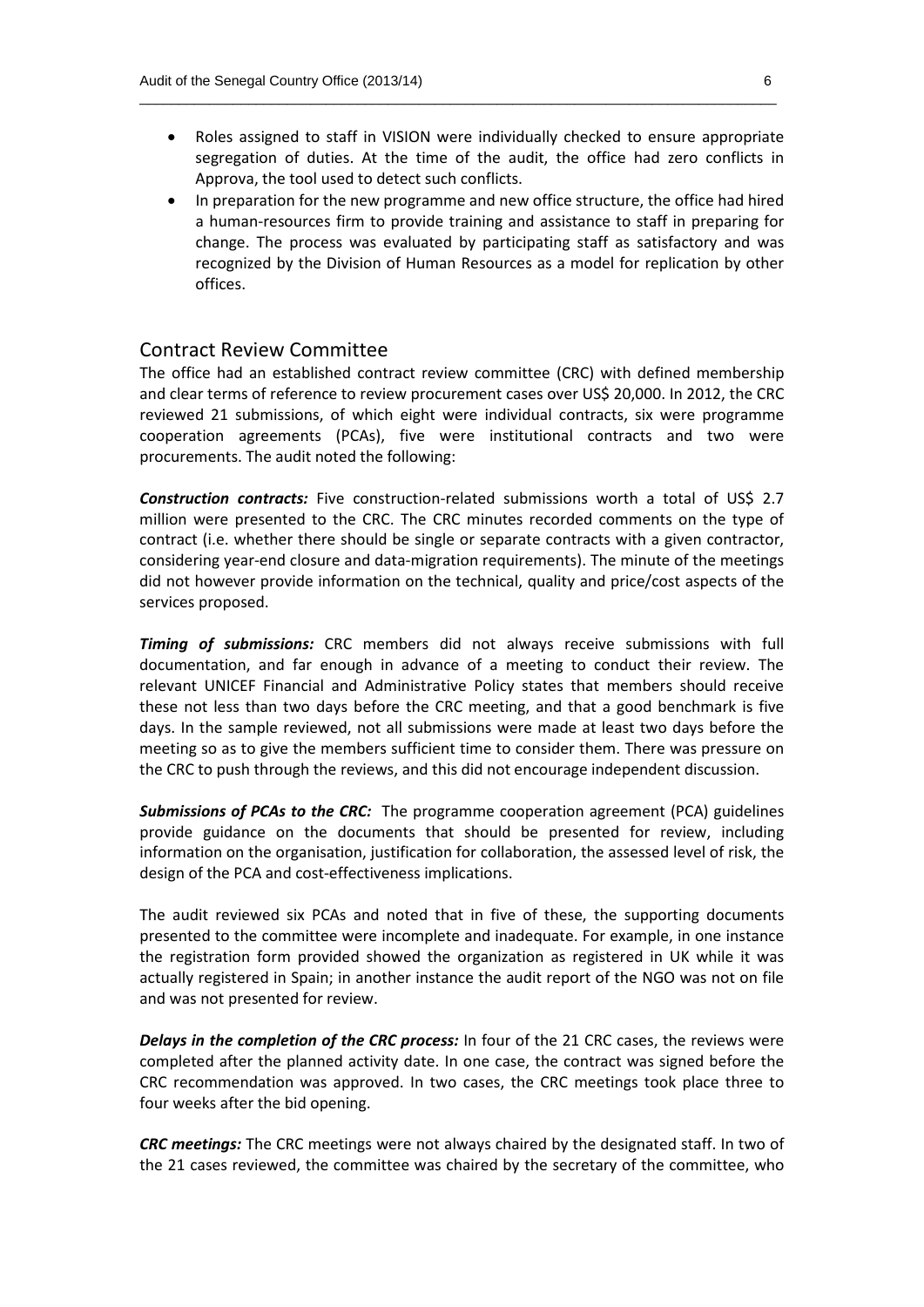- Roles assigned to staff in VISION were individually checked to ensure appropriate segregation of duties. At the time of the audit, the office had zero conflicts in Approva, the tool used to detect such conflicts.
- In preparation for the new programme and new office structure, the office had hired a human-resources firm to provide training and assistance to staff in preparing for change. The process was evaluated by participating staff as satisfactory and was recognized by the Division of Human Resources as a model for replication by other offices.

## Contract Review Committee

The office had an established contract review committee (CRC) with defined membership and clear terms of reference to review procurement cases over US$ 20,000. In 2012, the CRC reviewed 21 submissions, of which eight were individual contracts, six were programme cooperation agreements (PCAs), five were institutional contracts and two were procurements. The audit noted the following:

***Construction contracts:*** Five construction-related submissions worth a total of US$ 2.7 million were presented to the CRC. The CRC minutes recorded comments on the type of contract (i.e. whether there should be single or separate contracts with a given contractor, considering year-end closure and data-migration requirements). The minute of the meetings did not however provide information on the technical, quality and price/cost aspects of the services proposed.

***Timing of submissions:*** CRC members did not always receive submissions with full documentation, and far enough in advance of a meeting to conduct their review. The relevant UNICEF Financial and Administrative Policy states that members should receive these not less than two days before the CRC meeting, and that a good benchmark is five days. In the sample reviewed, not all submissions were made at least two days before the meeting so as to give the members sufficient time to consider them. There was pressure on the CRC to push through the reviews, and this did not encourage independent discussion.

***Submissions of PCAs to the CRC:*** The programme cooperation agreement (PCA) guidelines provide guidance on the documents that should be presented for review, including information on the organisation, justification for collaboration, the assessed level of risk, the design of the PCA and cost-effectiveness implications.

The audit reviewed six PCAs and noted that in five of these, the supporting documents presented to the committee were incomplete and inadequate. For example, in one instance the registration form provided showed the organization as registered in UK while it was actually registered in Spain; in another instance the audit report of the NGO was not on file and was not presented for review.

***Delays in the completion of the CRC process:*** In four of the 21 CRC cases, the reviews were completed after the planned activity date. In one case, the contract was signed before the CRC recommendation was approved. In two cases, the CRC meetings took place three to four weeks after the bid opening.

***CRC meetings:*** The CRC meetings were not always chaired by the designated staff. In two of the 21 cases reviewed, the committee was chaired by the secretary of the committee, who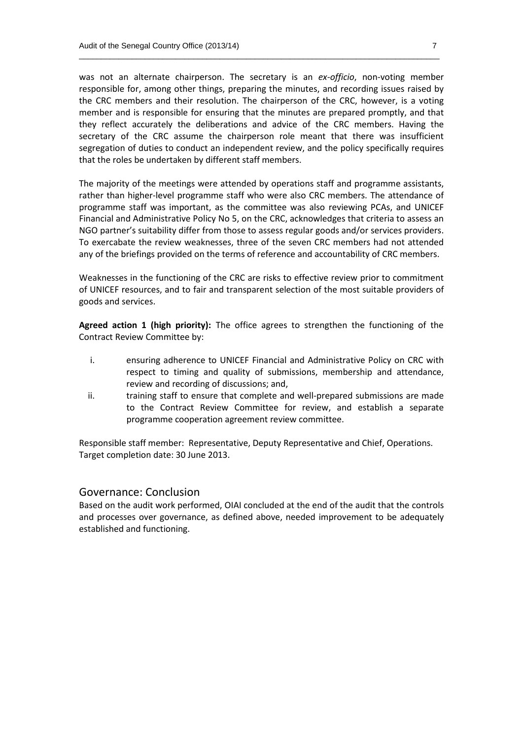was not an alternate chairperson. The secretary is an *ex-officio*, non-voting member responsible for, among other things, preparing the minutes, and recording issues raised by the CRC members and their resolution. The chairperson of the CRC, however, is a voting member and is responsible for ensuring that the minutes are prepared promptly, and that they reflect accurately the deliberations and advice of the CRC members. Having the secretary of the CRC assume the chairperson role meant that there was insufficient segregation of duties to conduct an independent review, and the policy specifically requires that the roles be undertaken by different staff members.

The majority of the meetings were attended by operations staff and programme assistants, rather than higher-level programme staff who were also CRC members. The attendance of programme staff was important, as the committee was also reviewing PCAs, and UNICEF Financial and Administrative Policy No 5, on the CRC, acknowledges that criteria to assess an NGO partner's suitability differ from those to assess regular goods and/or services providers. To exercabate the review weaknesses, three of the seven CRC members had not attended any of the briefings provided on the terms of reference and accountability of CRC members.

Weaknesses in the functioning of the CRC are risks to effective review prior to commitment of UNICEF resources, and to fair and transparent selection of the most suitable providers of goods and services.

**Agreed action 1 (high priority):** The office agrees to strengthen the functioning of the Contract Review Committee by:

i. ensuring adherence to UNICEF Financial and Administrative Policy on CRC with respect to timing and quality of submissions, membership and attendance, review and recording of discussions; and,
ii. training staff to ensure that complete and well-prepared submissions are made to the Contract Review Committee for review, and establish a separate programme cooperation agreement review committee.

Responsible staff member: Representative, Deputy Representative and Chief, Operations.
Target completion date: 30 June 2013.

## Governance: Conclusion

Based on the audit work performed, OIAI concluded at the end of the audit that the controls and processes over governance, as defined above, needed improvement to be adequately established and functioning.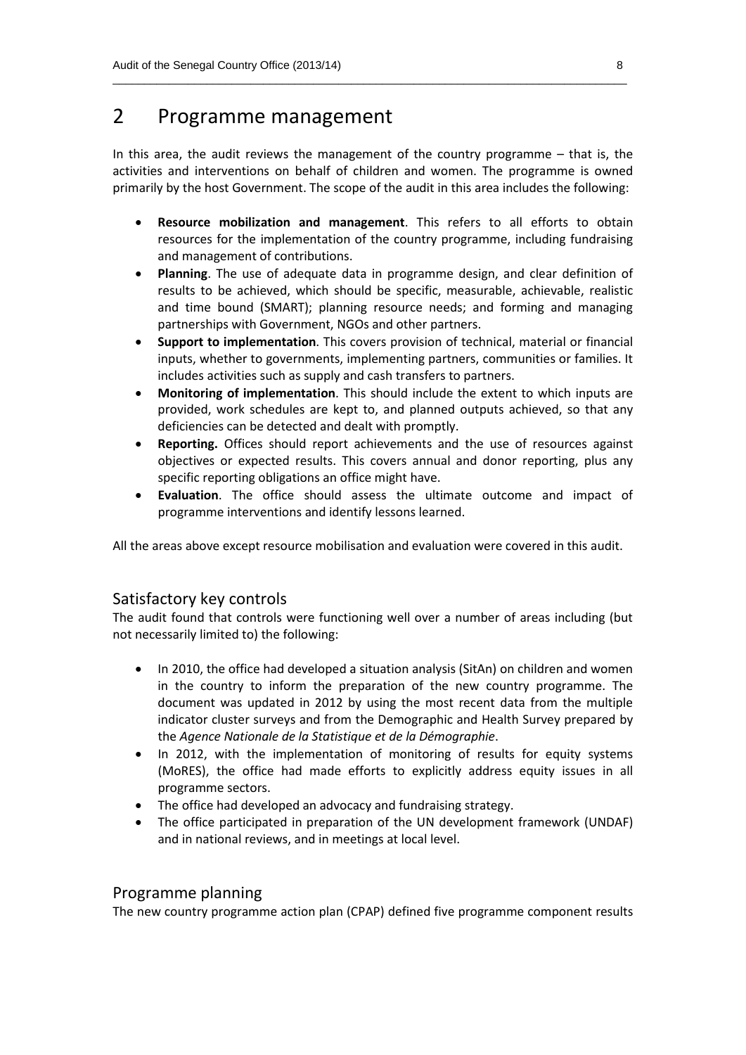# 2 Programme management

In this area, the audit reviews the management of the country programme – that is, the activities and interventions on behalf of children and women. The programme is owned primarily by the host Government. The scope of the audit in this area includes the following:

- **Resource mobilization and management**. This refers to all efforts to obtain resources for the implementation of the country programme, including fundraising and management of contributions.
- **Planning**. The use of adequate data in programme design, and clear definition of results to be achieved, which should be specific, measurable, achievable, realistic and time bound (SMART); planning resource needs; and forming and managing partnerships with Government, NGOs and other partners.
- **Support to implementation**. This covers provision of technical, material or financial inputs, whether to governments, implementing partners, communities or families. It includes activities such as supply and cash transfers to partners.
- **Monitoring of implementation**. This should include the extent to which inputs are provided, work schedules are kept to, and planned outputs achieved, so that any deficiencies can be detected and dealt with promptly.
- **Reporting.** Offices should report achievements and the use of resources against objectives or expected results. This covers annual and donor reporting, plus any specific reporting obligations an office might have.
- **Evaluation**. The office should assess the ultimate outcome and impact of programme interventions and identify lessons learned.

All the areas above except resource mobilisation and evaluation were covered in this audit.

## Satisfactory key controls

The audit found that controls were functioning well over a number of areas including (but not necessarily limited to) the following:

- In 2010, the office had developed a situation analysis (SitAn) on children and women in the country to inform the preparation of the new country programme. The document was updated in 2012 by using the most recent data from the multiple indicator cluster surveys and from the Demographic and Health Survey prepared by the *Agence Nationale de la Statistique et de la Démographie*.
- In 2012, with the implementation of monitoring of results for equity systems (MoRES), the office had made efforts to explicitly address equity issues in all programme sectors.
- The office had developed an advocacy and fundraising strategy.
- The office participated in preparation of the UN development framework (UNDAF) and in national reviews, and in meetings at local level.

## Programme planning

The new country programme action plan (CPAP) defined five programme component results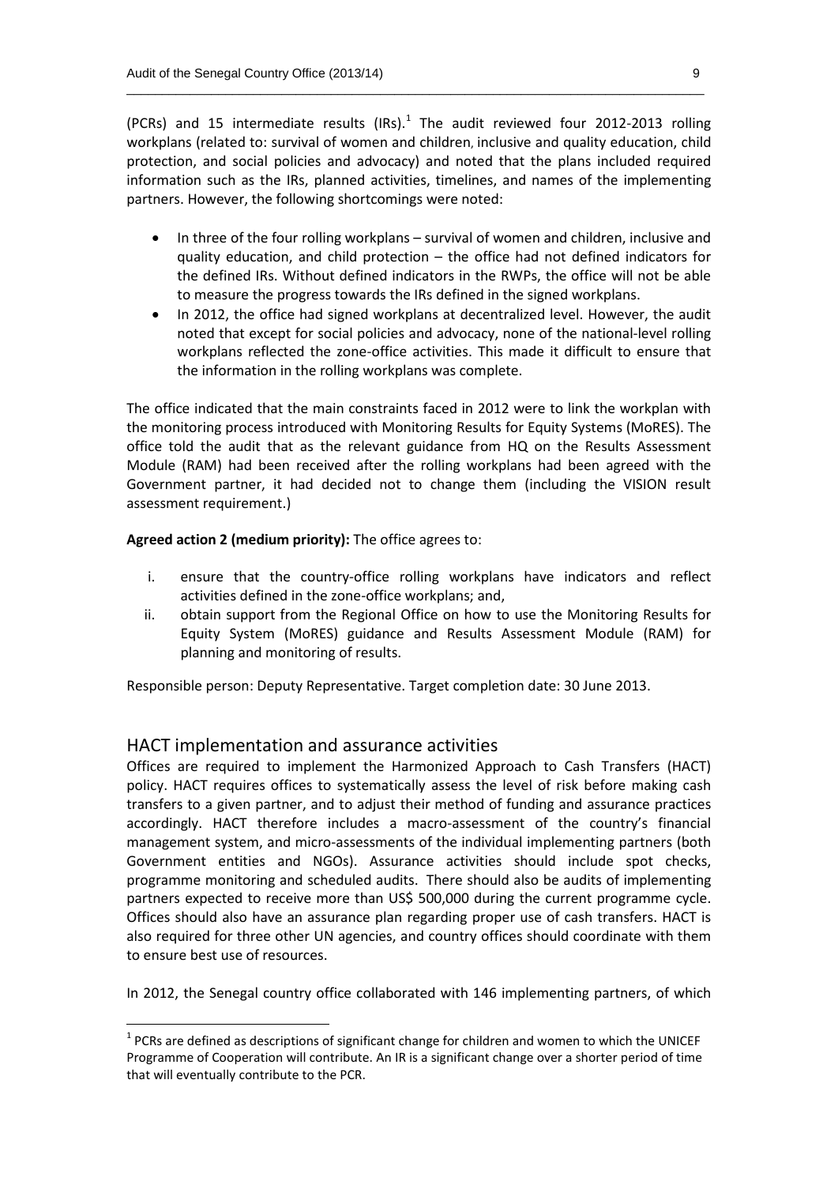(PCRs) and 15 intermediate results (IRs).[1] The audit reviewed four 2012-2013 rolling workplans (related to: survival of women and children, inclusive and quality education, child protection, and social policies and advocacy) and noted that the plans included required information such as the IRs, planned activities, timelines, and names of the implementing partners. However, the following shortcomings were noted:

- In three of the four rolling workplans – survival of women and children, inclusive and quality education, and child protection – the office had not defined indicators for the defined IRs. Without defined indicators in the RWPs, the office will not be able to measure the progress towards the IRs defined in the signed workplans.
- In 2012, the office had signed workplans at decentralized level. However, the audit noted that except for social policies and advocacy, none of the national-level rolling workplans reflected the zone-office activities. This made it difficult to ensure that the information in the rolling workplans was complete.

The office indicated that the main constraints faced in 2012 were to link the workplan with the monitoring process introduced with Monitoring Results for Equity Systems (MoRES). The office told the audit that as the relevant guidance from HQ on the Results Assessment Module (RAM) had been received after the rolling workplans had been agreed with the Government partner, it had decided not to change them (including the VISION result assessment requirement.)

**Agreed action 2 (medium priority):** The office agrees to:

i. ensure that the country-office rolling workplans have indicators and reflect activities defined in the zone-office workplans; and,
ii. obtain support from the Regional Office on how to use the Monitoring Results for Equity System (MoRES) guidance and Results Assessment Module (RAM) for planning and monitoring of results.

Responsible person: Deputy Representative. Target completion date: 30 June 2013.

## HACT implementation and assurance activities

Offices are required to implement the Harmonized Approach to Cash Transfers (HACT) policy. HACT requires offices to systematically assess the level of risk before making cash transfers to a given partner, and to adjust their method of funding and assurance practices accordingly. HACT therefore includes a macro-assessment of the country's financial management system, and micro-assessments of the individual implementing partners (both Government entities and NGOs). Assurance activities should include spot checks, programme monitoring and scheduled audits. There should also be audits of implementing partners expected to receive more than US$ 500,000 during the current programme cycle. Offices should also have an assurance plan regarding proper use of cash transfers. HACT is also required for three other UN agencies, and country offices should coordinate with them to ensure best use of resources.

In 2012, the Senegal country office collaborated with 146 implementing partners, of which

[1] PCRs are defined as descriptions of significant change for children and women to which the UNICEF Programme of Cooperation will contribute. An IR is a significant change over a shorter period of time that will eventually contribute to the PCR.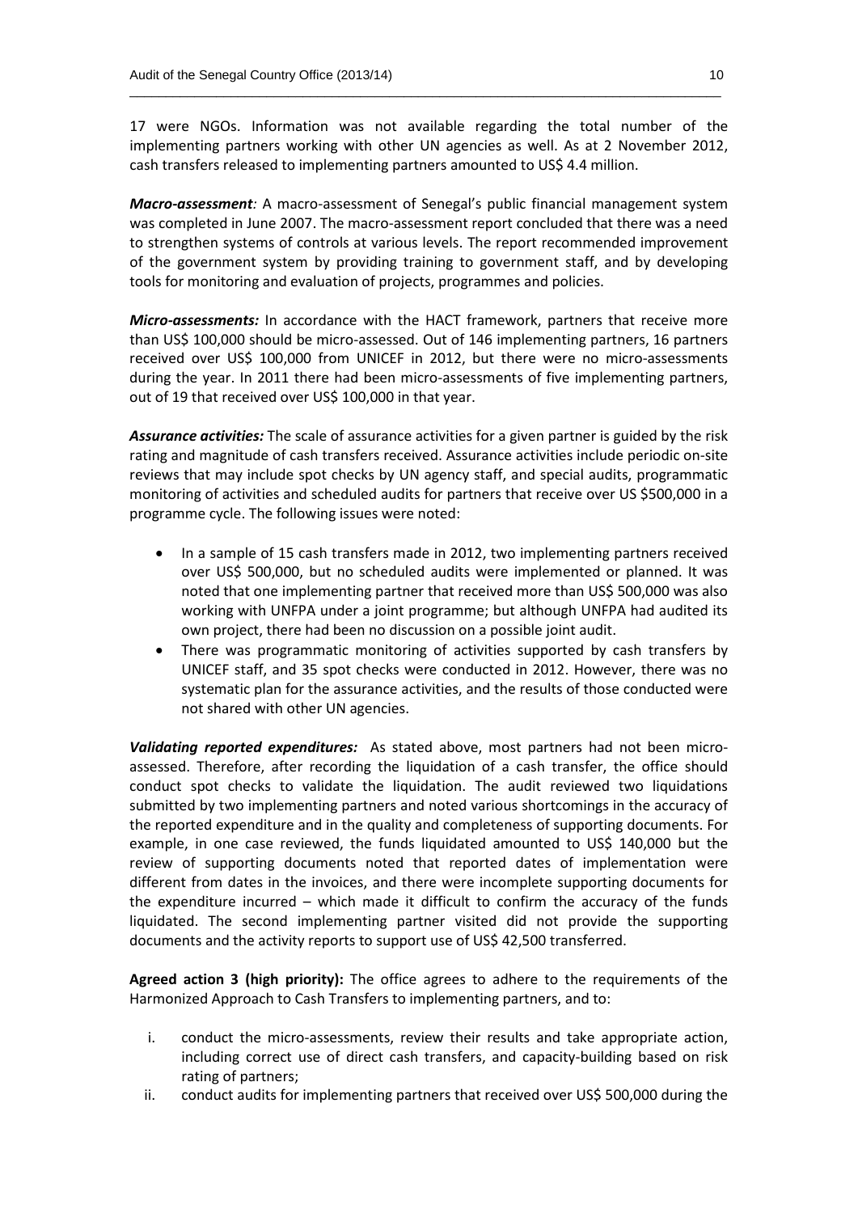17 were NGOs. Information was not available regarding the total number of the implementing partners working with other UN agencies as well. As at 2 November 2012, cash transfers released to implementing partners amounted to US$ 4.4 million.

***Macro-assessment**:* A macro-assessment of Senegal's public financial management system was completed in June 2007. The macro-assessment report concluded that there was a need to strengthen systems of controls at various levels. The report recommended improvement of the government system by providing training to government staff, and by developing tools for monitoring and evaluation of projects, programmes and policies.

***Micro-assessments:*** In accordance with the HACT framework, partners that receive more than US$ 100,000 should be micro-assessed. Out of 146 implementing partners, 16 partners received over US$ 100,000 from UNICEF in 2012, but there were no micro-assessments during the year. In 2011 there had been micro-assessments of five implementing partners, out of 19 that received over US$ 100,000 in that year.

***Assurance activities:*** The scale of assurance activities for a given partner is guided by the risk rating and magnitude of cash transfers received. Assurance activities include periodic on-site reviews that may include spot checks by UN agency staff, and special audits, programmatic monitoring of activities and scheduled audits for partners that receive over US $500,000 in a programme cycle. The following issues were noted:

- In a sample of 15 cash transfers made in 2012, two implementing partners received over US$ 500,000, but no scheduled audits were implemented or planned. It was noted that one implementing partner that received more than US$ 500,000 was also working with UNFPA under a joint programme; but although UNFPA had audited its own project, there had been no discussion on a possible joint audit.
- There was programmatic monitoring of activities supported by cash transfers by UNICEF staff, and 35 spot checks were conducted in 2012. However, there was no systematic plan for the assurance activities, and the results of those conducted were not shared with other UN agencies.

***Validating reported expenditures:*** As stated above, most partners had not been micro-assessed. Therefore, after recording the liquidation of a cash transfer, the office should conduct spot checks to validate the liquidation. The audit reviewed two liquidations submitted by two implementing partners and noted various shortcomings in the accuracy of the reported expenditure and in the quality and completeness of supporting documents. For example, in one case reviewed, the funds liquidated amounted to US$ 140,000 but the review of supporting documents noted that reported dates of implementation were different from dates in the invoices, and there were incomplete supporting documents for the expenditure incurred – which made it difficult to confirm the accuracy of the funds liquidated. The second implementing partner visited did not provide the supporting documents and the activity reports to support use of US$ 42,500 transferred.

**Agreed action 3 (high priority):** The office agrees to adhere to the requirements of the Harmonized Approach to Cash Transfers to implementing partners, and to:

i. conduct the micro-assessments, review their results and take appropriate action, including correct use of direct cash transfers, and capacity-building based on risk rating of partners;
ii. conduct audits for implementing partners that received over US$ 500,000 during the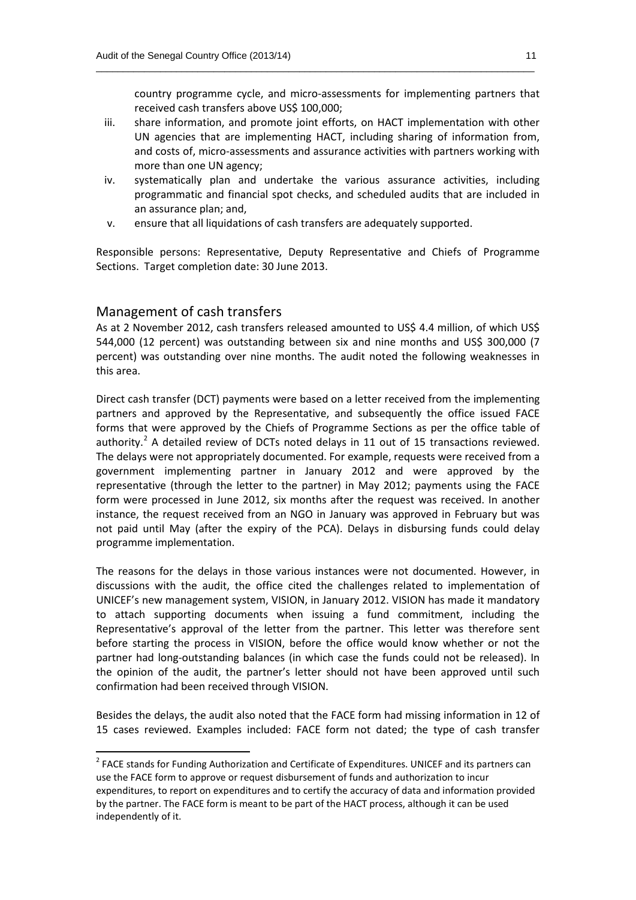country programme cycle, and micro-assessments for implementing partners that received cash transfers above US$ 100,000;

iii. share information, and promote joint efforts, on HACT implementation with other UN agencies that are implementing HACT, including sharing of information from, and costs of, micro-assessments and assurance activities with partners working with more than one UN agency;
iv. systematically plan and undertake the various assurance activities, including programmatic and financial spot checks, and scheduled audits that are included in an assurance plan; and,
v. ensure that all liquidations of cash transfers are adequately supported.

Responsible persons: Representative, Deputy Representative and Chiefs of Programme Sections. Target completion date: 30 June 2013.

## Management of cash transfers

As at 2 November 2012, cash transfers released amounted to US$ 4.4 million, of which US$ 544,000 (12 percent) was outstanding between six and nine months and US$ 300,000 (7 percent) was outstanding over nine months. The audit noted the following weaknesses in this area.

Direct cash transfer (DCT) payments were based on a letter received from the implementing partners and approved by the Representative, and subsequently the office issued FACE forms that were approved by the Chiefs of Programme Sections as per the office table of authority.[2] A detailed review of DCTs noted delays in 11 out of 15 transactions reviewed. The delays were not appropriately documented. For example, requests were received from a government implementing partner in January 2012 and were approved by the representative (through the letter to the partner) in May 2012; payments using the FACE form were processed in June 2012, six months after the request was received. In another instance, the request received from an NGO in January was approved in February but was not paid until May (after the expiry of the PCA). Delays in disbursing funds could delay programme implementation.

The reasons for the delays in those various instances were not documented. However, in discussions with the audit, the office cited the challenges related to implementation of UNICEF's new management system, VISION, in January 2012. VISION has made it mandatory to attach supporting documents when issuing a fund commitment, including the Representative's approval of the letter from the partner. This letter was therefore sent before starting the process in VISION, before the office would know whether or not the partner had long-outstanding balances (in which case the funds could not be released). In the opinion of the audit, the partner's letter should not have been approved until such confirmation had been received through VISION.

Besides the delays, the audit also noted that the FACE form had missing information in 12 of 15 cases reviewed. Examples included: FACE form not dated; the type of cash transfer

---

[2] FACE stands for Funding Authorization and Certificate of Expenditures. UNICEF and its partners can use the FACE form to approve or request disbursement of funds and authorization to incur expenditures, to report on expenditures and to certify the accuracy of data and information provided by the partner. The FACE form is meant to be part of the HACT process, although it can be used independently of it.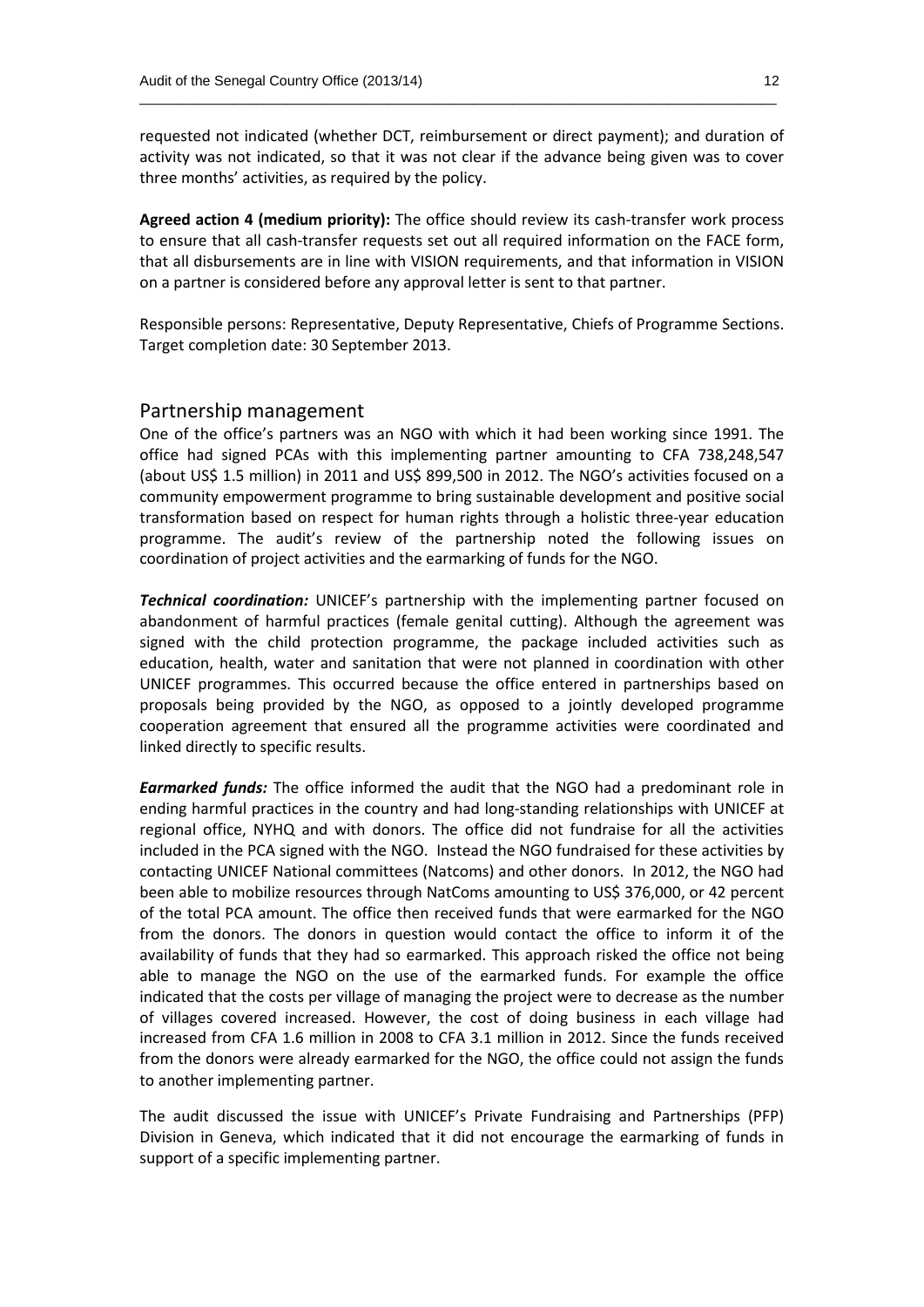requested not indicated (whether DCT, reimbursement or direct payment); and duration of activity was not indicated, so that it was not clear if the advance being given was to cover three months' activities, as required by the policy.

**Agreed action 4 (medium priority):** The office should review its cash-transfer work process to ensure that all cash-transfer requests set out all required information on the FACE form, that all disbursements are in line with VISION requirements, and that information in VISION on a partner is considered before any approval letter is sent to that partner.

Responsible persons: Representative, Deputy Representative, Chiefs of Programme Sections.
Target completion date: 30 September 2013.

## Partnership management

One of the office's partners was an NGO with which it had been working since 1991. The office had signed PCAs with this implementing partner amounting to CFA 738,248,547 (about US$ 1.5 million) in 2011 and US$ 899,500 in 2012. The NGO's activities focused on a community empowerment programme to bring sustainable development and positive social transformation based on respect for human rights through a holistic three-year education programme. The audit's review of the partnership noted the following issues on coordination of project activities and the earmarking of funds for the NGO.

***Technical coordination:*** UNICEF's partnership with the implementing partner focused on abandonment of harmful practices (female genital cutting). Although the agreement was signed with the child protection programme, the package included activities such as education, health, water and sanitation that were not planned in coordination with other UNICEF programmes. This occurred because the office entered in partnerships based on proposals being provided by the NGO, as opposed to a jointly developed programme cooperation agreement that ensured all the programme activities were coordinated and linked directly to specific results.

***Earmarked funds:*** The office informed the audit that the NGO had a predominant role in ending harmful practices in the country and had long-standing relationships with UNICEF at regional office, NYHQ and with donors. The office did not fundraise for all the activities included in the PCA signed with the NGO. Instead the NGO fundraised for these activities by contacting UNICEF National committees (Natcoms) and other donors. In 2012, the NGO had been able to mobilize resources through NatComs amounting to US$ 376,000, or 42 percent of the total PCA amount. The office then received funds that were earmarked for the NGO from the donors. The donors in question would contact the office to inform it of the availability of funds that they had so earmarked. This approach risked the office not being able to manage the NGO on the use of the earmarked funds. For example the office indicated that the costs per village of managing the project were to decrease as the number of villages covered increased. However, the cost of doing business in each village had increased from CFA 1.6 million in 2008 to CFA 3.1 million in 2012. Since the funds received from the donors were already earmarked for the NGO, the office could not assign the funds to another implementing partner.

The audit discussed the issue with UNICEF's Private Fundraising and Partnerships (PFP) Division in Geneva, which indicated that it did not encourage the earmarking of funds in support of a specific implementing partner.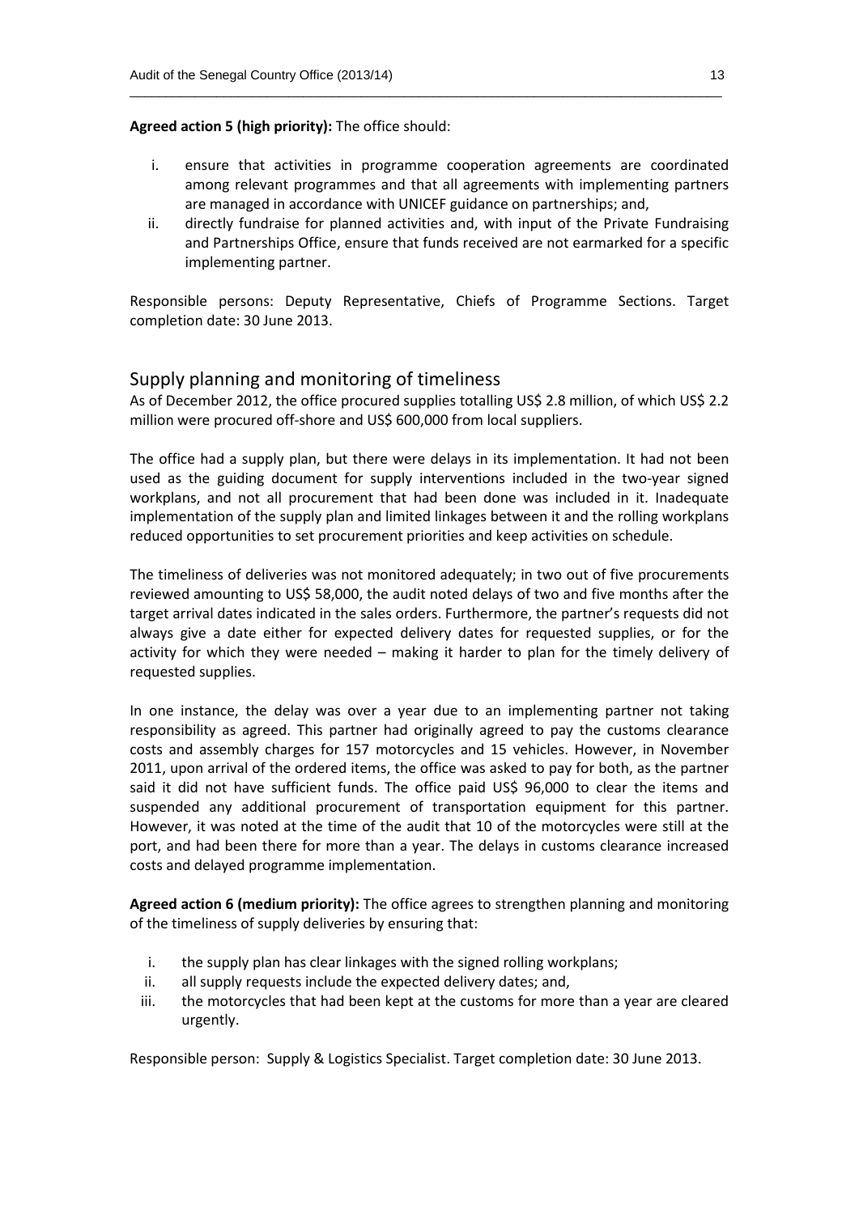**Agreed action 5 (high priority):** The office should:

i. ensure that activities in programme cooperation agreements are coordinated among relevant programmes and that all agreements with implementing partners are managed in accordance with UNICEF guidance on partnerships; and,
ii. directly fundraise for planned activities and, with input of the Private Fundraising and Partnerships Office, ensure that funds received are not earmarked for a specific implementing partner.

Responsible persons: Deputy Representative, Chiefs of Programme Sections. Target completion date: 30 June 2013.

## Supply planning and monitoring of timeliness

As of December 2012, the office procured supplies totalling US$ 2.8 million, of which US$ 2.2 million were procured off-shore and US$ 600,000 from local suppliers.

The office had a supply plan, but there were delays in its implementation. It had not been used as the guiding document for supply interventions included in the two-year signed workplans, and not all procurement that had been done was included in it. Inadequate implementation of the supply plan and limited linkages between it and the rolling workplans reduced opportunities to set procurement priorities and keep activities on schedule.

The timeliness of deliveries was not monitored adequately; in two out of five procurements reviewed amounting to US$ 58,000, the audit noted delays of two and five months after the target arrival dates indicated in the sales orders. Furthermore, the partner's requests did not always give a date either for expected delivery dates for requested supplies, or for the activity for which they were needed – making it harder to plan for the timely delivery of requested supplies.

In one instance, the delay was over a year due to an implementing partner not taking responsibility as agreed. This partner had originally agreed to pay the customs clearance costs and assembly charges for 157 motorcycles and 15 vehicles. However, in November 2011, upon arrival of the ordered items, the office was asked to pay for both, as the partner said it did not have sufficient funds. The office paid US$ 96,000 to clear the items and suspended any additional procurement of transportation equipment for this partner. However, it was noted at the time of the audit that 10 of the motorcycles were still at the port, and had been there for more than a year. The delays in customs clearance increased costs and delayed programme implementation.

**Agreed action 6 (medium priority):** The office agrees to strengthen planning and monitoring of the timeliness of supply deliveries by ensuring that:

i. the supply plan has clear linkages with the signed rolling workplans;
ii. all supply requests include the expected delivery dates; and,
iii. the motorcycles that had been kept at the customs for more than a year are cleared urgently.

Responsible person: Supply & Logistics Specialist. Target completion date: 30 June 2013.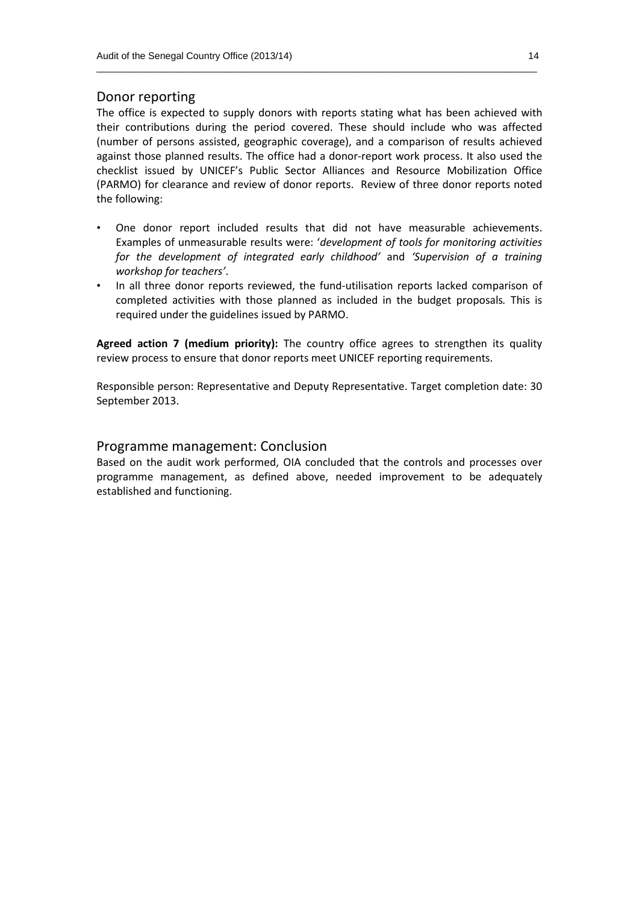## Donor reporting

The office is expected to supply donors with reports stating what has been achieved with their contributions during the period covered. These should include who was affected (number of persons assisted, geographic coverage), and a comparison of results achieved against those planned results. The office had a donor-report work process. It also used the checklist issued by UNICEF's Public Sector Alliances and Resource Mobilization Office (PARMO) for clearance and review of donor reports. Review of three donor reports noted the following:

- One donor report included results that did not have measurable achievements. Examples of unmeasurable results were: '*development of tools for monitoring activities for the development of integrated early childhood*' and *'Supervision of a training workshop for teachers'*.
- In all three donor reports reviewed, the fund-utilisation reports lacked comparison of completed activities with those planned as included in the budget proposals. This is required under the guidelines issued by PARMO.

**Agreed action 7 (medium priority):** The country office agrees to strengthen its quality review process to ensure that donor reports meet UNICEF reporting requirements.

Responsible person: Representative and Deputy Representative. Target completion date: 30 September 2013.

## Programme management: Conclusion

Based on the audit work performed, OIA concluded that the controls and processes over programme management, as defined above, needed improvement to be adequately established and functioning.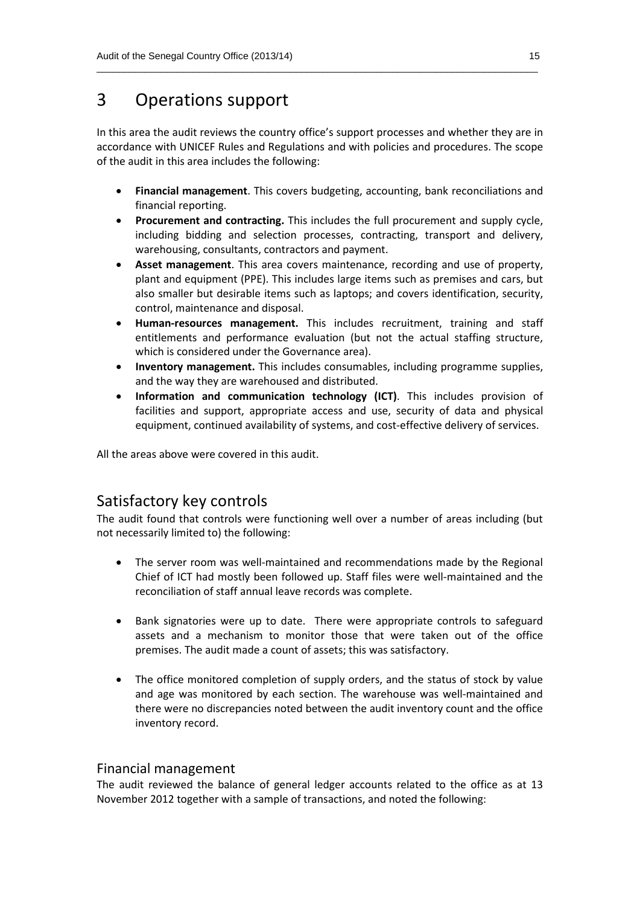# 3 Operations support

In this area the audit reviews the country office's support processes and whether they are in accordance with UNICEF Rules and Regulations and with policies and procedures. The scope of the audit in this area includes the following:

- **Financial management**. This covers budgeting, accounting, bank reconciliations and financial reporting.
- **Procurement and contracting.** This includes the full procurement and supply cycle, including bidding and selection processes, contracting, transport and delivery, warehousing, consultants, contractors and payment.
- **Asset management**. This area covers maintenance, recording and use of property, plant and equipment (PPE). This includes large items such as premises and cars, but also smaller but desirable items such as laptops; and covers identification, security, control, maintenance and disposal.
- **Human-resources management.** This includes recruitment, training and staff entitlements and performance evaluation (but not the actual staffing structure, which is considered under the Governance area).
- **Inventory management.** This includes consumables, including programme supplies, and the way they are warehoused and distributed.
- **Information and communication technology (ICT)**. This includes provision of facilities and support, appropriate access and use, security of data and physical equipment, continued availability of systems, and cost-effective delivery of services.

All the areas above were covered in this audit.

## Satisfactory key controls

The audit found that controls were functioning well over a number of areas including (but not necessarily limited to) the following:

- The server room was well-maintained and recommendations made by the Regional Chief of ICT had mostly been followed up. Staff files were well-maintained and the reconciliation of staff annual leave records was complete.

- Bank signatories were up to date. There were appropriate controls to safeguard assets and a mechanism to monitor those that were taken out of the office premises. The audit made a count of assets; this was satisfactory.

- The office monitored completion of supply orders, and the status of stock by value and age was monitored by each section. The warehouse was well-maintained and there were no discrepancies noted between the audit inventory count and the office inventory record.

### Financial management

The audit reviewed the balance of general ledger accounts related to the office as at 13 November 2012 together with a sample of transactions, and noted the following: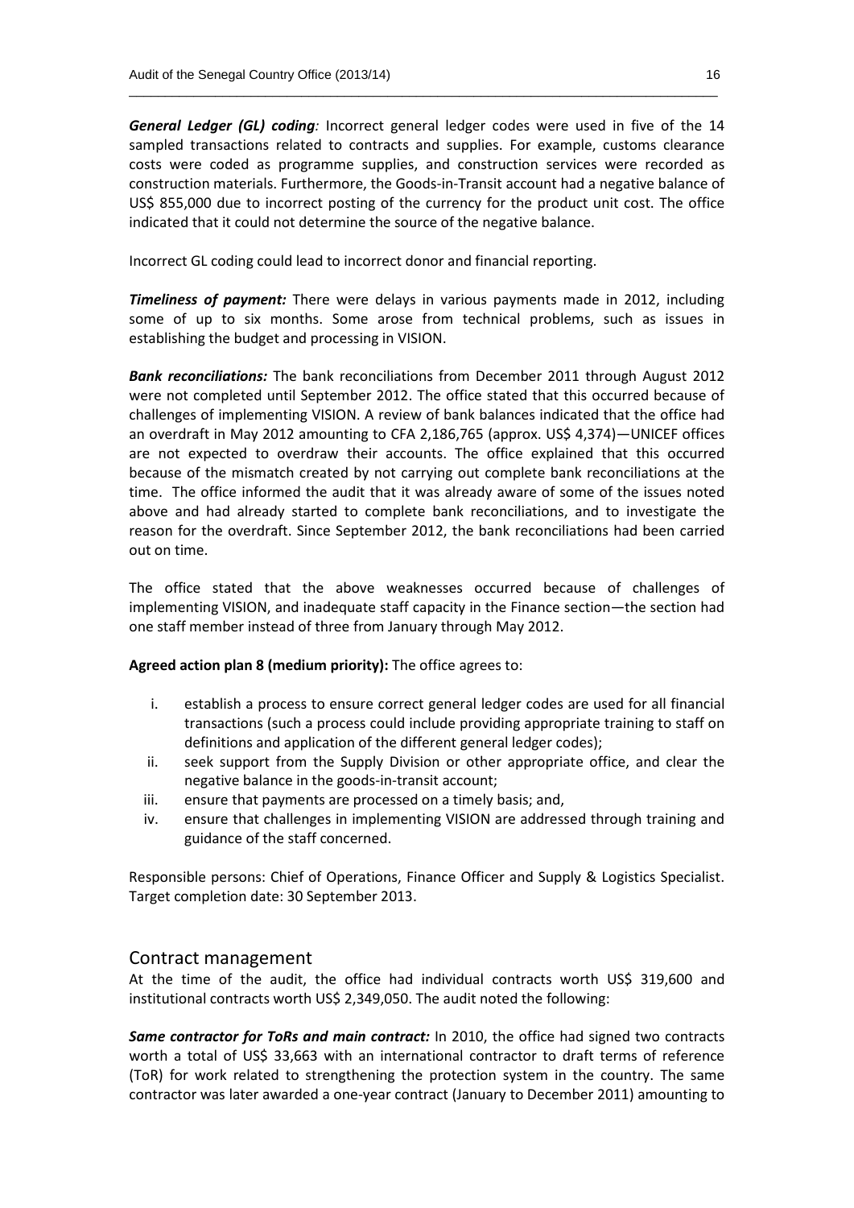***General Ledger (GL) coding**:* Incorrect general ledger codes were used in five of the 14 sampled transactions related to contracts and supplies. For example, customs clearance costs were coded as programme supplies, and construction services were recorded as construction materials. Furthermore, the Goods-in-Transit account had a negative balance of US$ 855,000 due to incorrect posting of the currency for the product unit cost. The office indicated that it could not determine the source of the negative balance.

Incorrect GL coding could lead to incorrect donor and financial reporting.

***Timeliness of payment:*** There were delays in various payments made in 2012, including some of up to six months. Some arose from technical problems, such as issues in establishing the budget and processing in VISION.

***Bank reconciliations:*** The bank reconciliations from December 2011 through August 2012 were not completed until September 2012. The office stated that this occurred because of challenges of implementing VISION. A review of bank balances indicated that the office had an overdraft in May 2012 amounting to CFA 2,186,765 (approx. US$ 4,374)—UNICEF offices are not expected to overdraw their accounts. The office explained that this occurred because of the mismatch created by not carrying out complete bank reconciliations at the time. The office informed the audit that it was already aware of some of the issues noted above and had already started to complete bank reconciliations, and to investigate the reason for the overdraft. Since September 2012, the bank reconciliations had been carried out on time.

The office stated that the above weaknesses occurred because of challenges of implementing VISION, and inadequate staff capacity in the Finance section—the section had one staff member instead of three from January through May 2012.

**Agreed action plan 8 (medium priority):** The office agrees to:

i. establish a process to ensure correct general ledger codes are used for all financial transactions (such a process could include providing appropriate training to staff on definitions and application of the different general ledger codes);
ii. seek support from the Supply Division or other appropriate office, and clear the negative balance in the goods-in-transit account;
iii. ensure that payments are processed on a timely basis; and,
iv. ensure that challenges in implementing VISION are addressed through training and guidance of the staff concerned.

Responsible persons: Chief of Operations, Finance Officer and Supply & Logistics Specialist.
Target completion date: 30 September 2013.

## Contract management

At the time of the audit, the office had individual contracts worth US$ 319,600 and institutional contracts worth US$ 2,349,050. The audit noted the following:

***Same contractor for ToRs and main contract:*** In 2010, the office had signed two contracts worth a total of US$ 33,663 with an international contractor to draft terms of reference (ToR) for work related to strengthening the protection system in the country. The same contractor was later awarded a one-year contract (January to December 2011) amounting to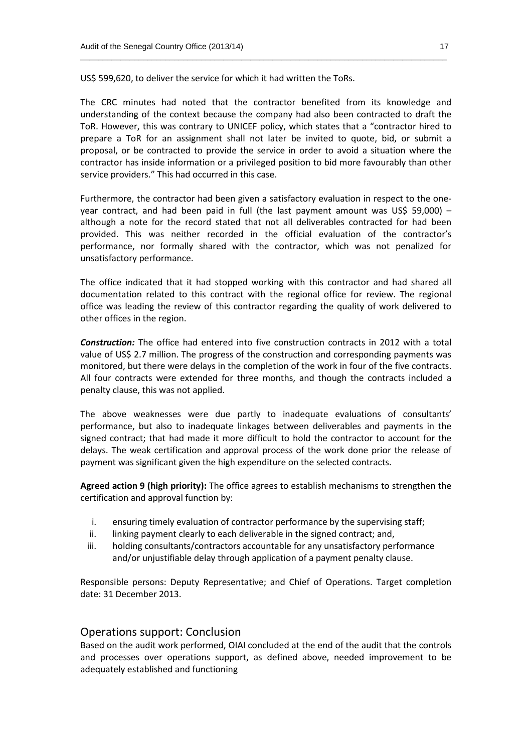US$ 599,620, to deliver the service for which it had written the ToRs.

The CRC minutes had noted that the contractor benefited from its knowledge and understanding of the context because the company had also been contracted to draft the ToR. However, this was contrary to UNICEF policy, which states that a "contractor hired to prepare a ToR for an assignment shall not later be invited to quote, bid, or submit a proposal, or be contracted to provide the service in order to avoid a situation where the contractor has inside information or a privileged position to bid more favourably than other service providers." This had occurred in this case.

Furthermore, the contractor had been given a satisfactory evaluation in respect to the one-year contract, and had been paid in full (the last payment amount was US$ 59,000) – although a note for the record stated that not all deliverables contracted for had been provided. This was neither recorded in the official evaluation of the contractor's performance, nor formally shared with the contractor, which was not penalized for unsatisfactory performance.

The office indicated that it had stopped working with this contractor and had shared all documentation related to this contract with the regional office for review. The regional office was leading the review of this contractor regarding the quality of work delivered to other offices in the region.

***Construction:*** The office had entered into five construction contracts in 2012 with a total value of US$ 2.7 million. The progress of the construction and corresponding payments was monitored, but there were delays in the completion of the work in four of the five contracts. All four contracts were extended for three months, and though the contracts included a penalty clause, this was not applied.

The above weaknesses were due partly to inadequate evaluations of consultants' performance, but also to inadequate linkages between deliverables and payments in the signed contract; that had made it more difficult to hold the contractor to account for the delays. The weak certification and approval process of the work done prior the release of payment was significant given the high expenditure on the selected contracts.

**Agreed action 9 (high priority):** The office agrees to establish mechanisms to strengthen the certification and approval function by:

i. ensuring timely evaluation of contractor performance by the supervising staff;
ii. linking payment clearly to each deliverable in the signed contract; and,
iii. holding consultants/contractors accountable for any unsatisfactory performance and/or unjustifiable delay through application of a payment penalty clause.

Responsible persons: Deputy Representative; and Chief of Operations. Target completion date: 31 December 2013.

## Operations support: Conclusion

Based on the audit work performed, OIAI concluded at the end of the audit that the controls and processes over operations support, as defined above, needed improvement to be adequately established and functioning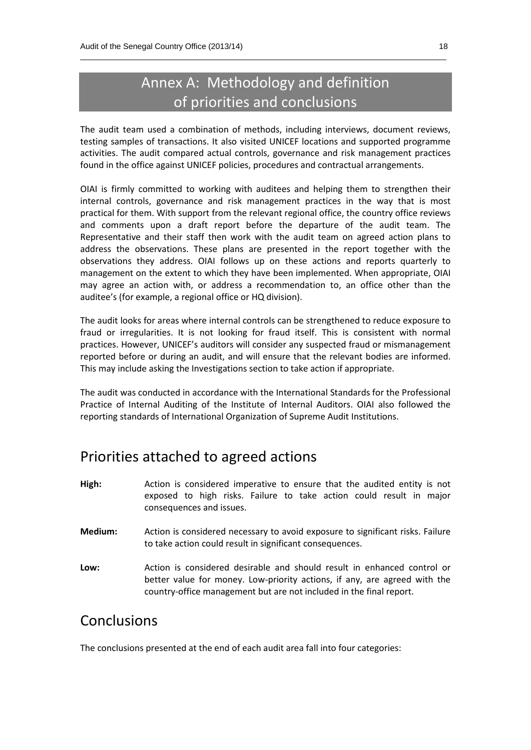// Annex A: Methodology and definition of priorities and conclusions

The audit team used a combination of methods, including interviews, document reviews, testing samples of transactions. It also visited UNICEF locations and supported programme activities. The audit compared actual controls, governance and risk management practices found in the office against UNICEF policies, procedures and contractual arrangements.

OIAI is firmly committed to working with auditees and helping them to strengthen their internal controls, governance and risk management practices in the way that is most practical for them. With support from the relevant regional office, the country office reviews and comments upon a draft report before the departure of the audit team. The Representative and their staff then work with the audit team on agreed action plans to address the observations. These plans are presented in the report together with the observations they address. OIAI follows up on these actions and reports quarterly to management on the extent to which they have been implemented. When appropriate, OIAI may agree an action with, or address a recommendation to, an office other than the auditee's (for example, a regional office or HQ division).

The audit looks for areas where internal controls can be strengthened to reduce exposure to fraud or irregularities. It is not looking for fraud itself. This is consistent with normal practices. However, UNICEF's auditors will consider any suspected fraud or mismanagement reported before or during an audit, and will ensure that the relevant bodies are informed. This may include asking the Investigations section to take action if appropriate.

The audit was conducted in accordance with the International Standards for the Professional Practice of Internal Auditing of the Institute of Internal Auditors. OIAI also followed the reporting standards of International Organization of Supreme Audit Institutions.

## Priorities attached to agreed actions

**High:** Action is considered imperative to ensure that the audited entity is not exposed to high risks. Failure to take action could result in major consequences and issues.

**Medium:** Action is considered necessary to avoid exposure to significant risks. Failure to take action could result in significant consequences.

**Low:** Action is considered desirable and should result in enhanced control or better value for money. Low-priority actions, if any, are agreed with the country-office management but are not included in the final report.

## Conclusions

The conclusions presented at the end of each audit area fall into four categories: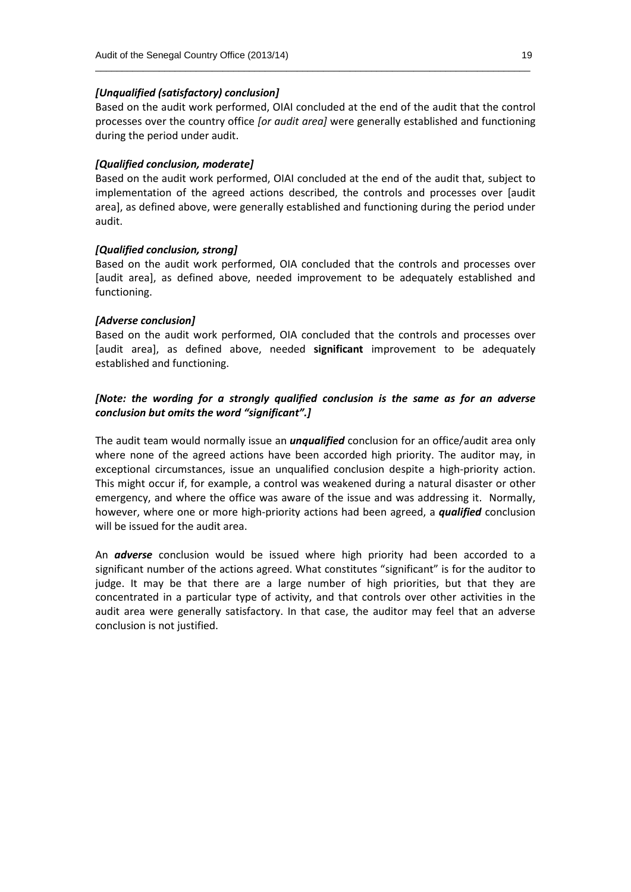***[Unqualified (satisfactory) conclusion]***

Based on the audit work performed, OIAI concluded at the end of the audit that the control processes over the country office *[or audit area]* were generally established and functioning during the period under audit.

***[Qualified conclusion, moderate]***

Based on the audit work performed, OIAI concluded at the end of the audit that, subject to implementation of the agreed actions described, the controls and processes over [audit area], as defined above, were generally established and functioning during the period under audit.

***[Qualified conclusion, strong]***

Based on the audit work performed, OIA concluded that the controls and processes over [audit area], as defined above, needed improvement to be adequately established and functioning.

***[Adverse conclusion]***

Based on the audit work performed, OIA concluded that the controls and processes over [audit area], as defined above, needed **significant** improvement to be adequately established and functioning.

***[Note: the wording for a strongly qualified conclusion is the same as for an adverse conclusion but omits the word "significant".]***

The audit team would normally issue an ***unqualified*** conclusion for an office/audit area only where none of the agreed actions have been accorded high priority. The auditor may, in exceptional circumstances, issue an unqualified conclusion despite a high-priority action. This might occur if, for example, a control was weakened during a natural disaster or other emergency, and where the office was aware of the issue and was addressing it. Normally, however, where one or more high-priority actions had been agreed, a ***qualified*** conclusion will be issued for the audit area.

An ***adverse*** conclusion would be issued where high priority had been accorded to a significant number of the actions agreed. What constitutes "significant" is for the auditor to judge. It may be that there are a large number of high priorities, but that they are concentrated in a particular type of activity, and that controls over other activities in the audit area were generally satisfactory. In that case, the auditor may feel that an adverse conclusion is not justified.